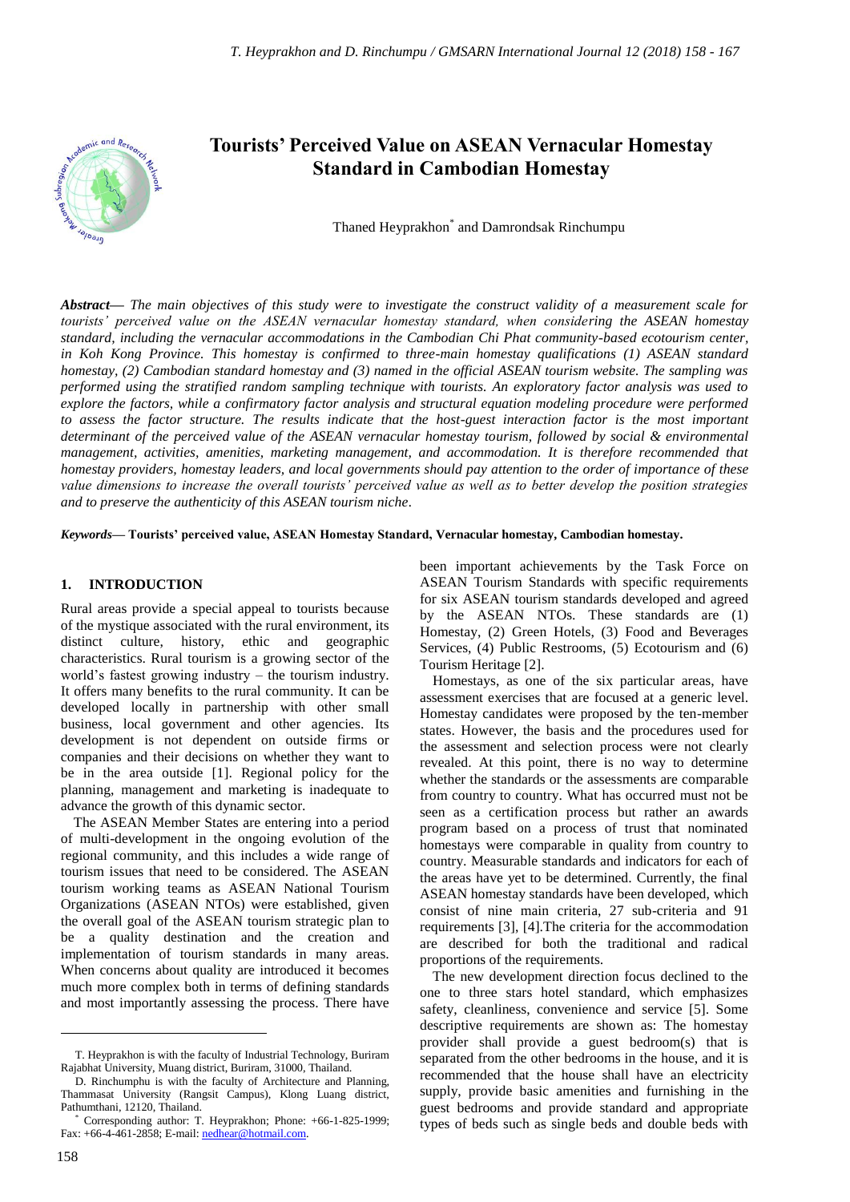# Tourists' Perceived Value on ASEAN Vernacular Homestay Standard in Cambodian Homestay

Thaned Heyprakhon* and Damrondsak Rinchumpu

***Abstract*— *The main objectives of this study were to investigate the construct validity of a measurement scale for tourists' perceived value on the ASEAN vernacular homestay standard, when considering the ASEAN homestay standard, including the vernacular accommodations in the Cambodian Chi Phat community-based ecotourism center, in Koh Kong Province. This homestay is confirmed to three-main homestay qualifications (1) ASEAN standard homestay, (2) Cambodian standard homestay and (3) named in the official ASEAN tourism website. The sampling was performed using the stratified random sampling technique with tourists. An exploratory factor analysis was used to explore the factors, while a confirmatory factor analysis and structural equation modeling procedure were performed to assess the factor structure. The results indicate that the host-guest interaction factor is the most important determinant of the perceived value of the ASEAN vernacular homestay tourism, followed by social & environmental management, activities, amenities, marketing management, and accommodation. It is therefore recommended that homestay providers, homestay leaders, and local governments should pay attention to the order of importance of these value dimensions to increase the overall tourists' perceived value as well as to better develop the position strategies and to preserve the authenticity of this ASEAN tourism niche*.

***Keywords*— Tourists' perceived value, ASEAN Homestay Standard, Vernacular homestay, Cambodian homestay.**

## 1. INTRODUCTION

Rural areas provide a special appeal to tourists because of the mystique associated with the rural environment, its distinct culture, history, ethic and geographic characteristics. Rural tourism is a growing sector of the world's fastest growing industry – the tourism industry. It offers many benefits to the rural community. It can be developed locally in partnership with other small business, local government and other agencies. Its development is not dependent on outside firms or companies and their decisions on whether they want to be in the area outside [1]. Regional policy for the planning, management and marketing is inadequate to advance the growth of this dynamic sector.

The ASEAN Member States are entering into a period of multi-development in the ongoing evolution of the regional community, and this includes a wide range of tourism issues that need to be considered. The ASEAN tourism working teams as ASEAN National Tourism Organizations (ASEAN NTOs) were established, given the overall goal of the ASEAN tourism strategic plan to be a quality destination and the creation and implementation of tourism standards in many areas. When concerns about quality are introduced it becomes much more complex both in terms of defining standards and most importantly assessing the process. There have been important achievements by the Task Force on ASEAN Tourism Standards with specific requirements for six ASEAN tourism standards developed and agreed by the ASEAN NTOs. These standards are (1) Homestay, (2) Green Hotels, (3) Food and Beverages Services, (4) Public Restrooms, (5) Ecotourism and (6) Tourism Heritage [2].

Homestays, as one of the six particular areas, have assessment exercises that are focused at a generic level. Homestay candidates were proposed by the ten-member states. However, the basis and the procedures used for the assessment and selection process were not clearly revealed. At this point, there is no way to determine whether the standards or the assessments are comparable from country to country. What has occurred must not be seen as a certification process but rather an awards program based on a process of trust that nominated homestays were comparable in quality from country to country. Measurable standards and indicators for each of the areas have yet to be determined. Currently, the final ASEAN homestay standards have been developed, which consist of nine main criteria, 27 sub-criteria and 91 requirements [3], [4].The criteria for the accommodation are described for both the traditional and radical proportions of the requirements.

The new development direction focus declined to the one to three stars hotel standard, which emphasizes safety, cleanliness, convenience and service [5]. Some descriptive requirements are shown as: The homestay provider shall provide a guest bedroom(s) that is separated from the other bedrooms in the house, and it is recommended that the house shall have an electricity supply, provide basic amenities and furnishing in the guest bedrooms and provide standard and appropriate types of beds such as single beds and double beds with

T. Heyprakhon is with the faculty of Industrial Technology, Buriram Rajabhat University, Muang district, Buriram, 31000, Thailand.

D. Rinchumphu is with the faculty of Architecture and Planning, Thammasat University (Rangsit Campus), Klong Luang district, Pathumthani, 12120, Thailand.

* Corresponding author: T. Heyprakhon; Phone: +66-1-825-1999; Fax: +66-4-461-2858; E-mail: nedhear@hotmail.com.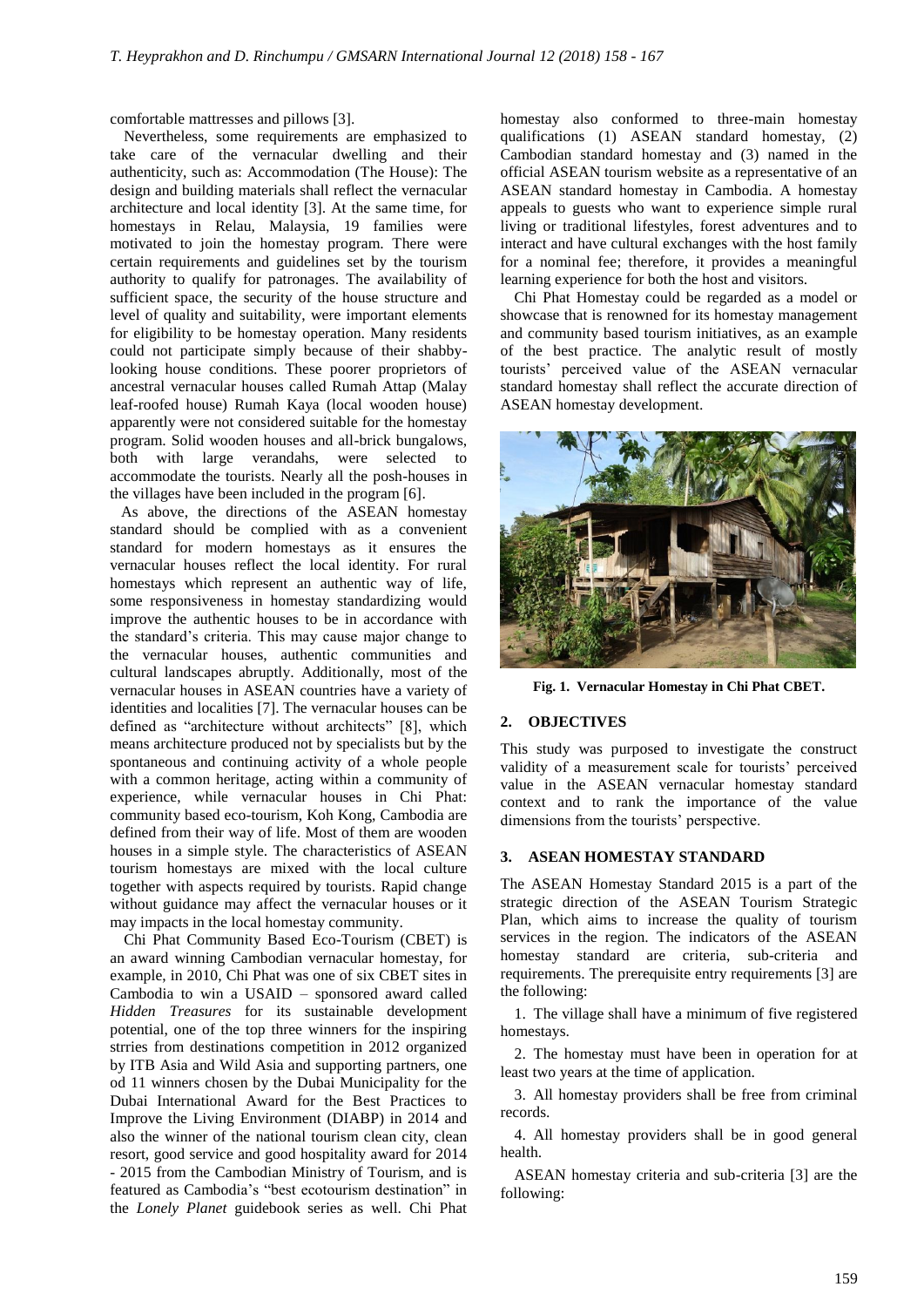comfortable mattresses and pillows [3].

Nevertheless, some requirements are emphasized to take care of the vernacular dwelling and their authenticity, such as: Accommodation (The House): The design and building materials shall reflect the vernacular architecture and local identity [3]. At the same time, for homestays in Relau, Malaysia, 19 families were motivated to join the homestay program. There were certain requirements and guidelines set by the tourism authority to qualify for patronages. The availability of sufficient space, the security of the house structure and level of quality and suitability, were important elements for eligibility to be homestay operation. Many residents could not participate simply because of their shabby-looking house conditions. These poorer proprietors of ancestral vernacular houses called Rumah Attap (Malay leaf-roofed house) Rumah Kaya (local wooden house) apparently were not considered suitable for the homestay program. Solid wooden houses and all-brick bungalows, both with large verandahs, were selected to accommodate the tourists. Nearly all the posh-houses in the villages have been included in the program [6].

As above, the directions of the ASEAN homestay standard should be complied with as a convenient standard for modern homestays as it ensures the vernacular houses reflect the local identity. For rural homestays which represent an authentic way of life, some responsiveness in homestay standardizing would improve the authentic houses to be in accordance with the standard's criteria. This may cause major change to the vernacular houses, authentic communities and cultural landscapes abruptly. Additionally, most of the vernacular houses in ASEAN countries have a variety of identities and localities [7]. The vernacular houses can be defined as "architecture without architects" [8], which means architecture produced not by specialists but by the spontaneous and continuing activity of a whole people with a common heritage, acting within a community of experience, while vernacular houses in Chi Phat: community based eco-tourism, Koh Kong, Cambodia are defined from their way of life. Most of them are wooden houses in a simple style. The characteristics of ASEAN tourism homestays are mixed with the local culture together with aspects required by tourists. Rapid change without guidance may affect the vernacular houses or it may impacts in the local homestay community.

Chi Phat Community Based Eco-Tourism (CBET) is an award winning Cambodian vernacular homestay, for example, in 2010, Chi Phat was one of six CBET sites in Cambodia to win a USAID – sponsored award called *Hidden Treasures* for its sustainable development potential, one of the top three winners for the inspiring strries from destinations competition in 2012 organized by ITB Asia and Wild Asia and supporting partners, one od 11 winners chosen by the Dubai Municipality for the Dubai International Award for the Best Practices to Improve the Living Environment (DIABP) in 2014 and also the winner of the national tourism clean city, clean resort, good service and good hospitality award for 2014 - 2015 from the Cambodian Ministry of Tourism, and is featured as Cambodia's "best ecotourism destination" in the *Lonely Planet* guidebook series as well. Chi Phat homestay also conformed to three-main homestay qualifications (1) ASEAN standard homestay, (2) Cambodian standard homestay and (3) named in the official ASEAN tourism website as a representative of an ASEAN standard homestay in Cambodia. A homestay appeals to guests who want to experience simple rural living or traditional lifestyles, forest adventures and to interact and have cultural exchanges with the host family for a nominal fee; therefore, it provides a meaningful learning experience for both the host and visitors.

Chi Phat Homestay could be regarded as a model or showcase that is renowned for its homestay management and community based tourism initiatives, as an example of the best practice. The analytic result of mostly tourists' perceived value of the ASEAN vernacular standard homestay shall reflect the accurate direction of ASEAN homestay development.

**Fig. 1. Vernacular Homestay in Chi Phat CBET.**

## 2. OBJECTIVES

This study was purposed to investigate the construct validity of a measurement scale for tourists' perceived value in the ASEAN vernacular homestay standard context and to rank the importance of the value dimensions from the tourists' perspective.

## 3. ASEAN HOMESTAY STANDARD

The ASEAN Homestay Standard 2015 is a part of the strategic direction of the ASEAN Tourism Strategic Plan, which aims to increase the quality of tourism services in the region. The indicators of the ASEAN homestay standard are criteria, sub-criteria and requirements. The prerequisite entry requirements [3] are the following:

1. The village shall have a minimum of five registered homestays.

2. The homestay must have been in operation for at least two years at the time of application.

3. All homestay providers shall be free from criminal records.

4. All homestay providers shall be in good general health.

ASEAN homestay criteria and sub-criteria [3] are the following: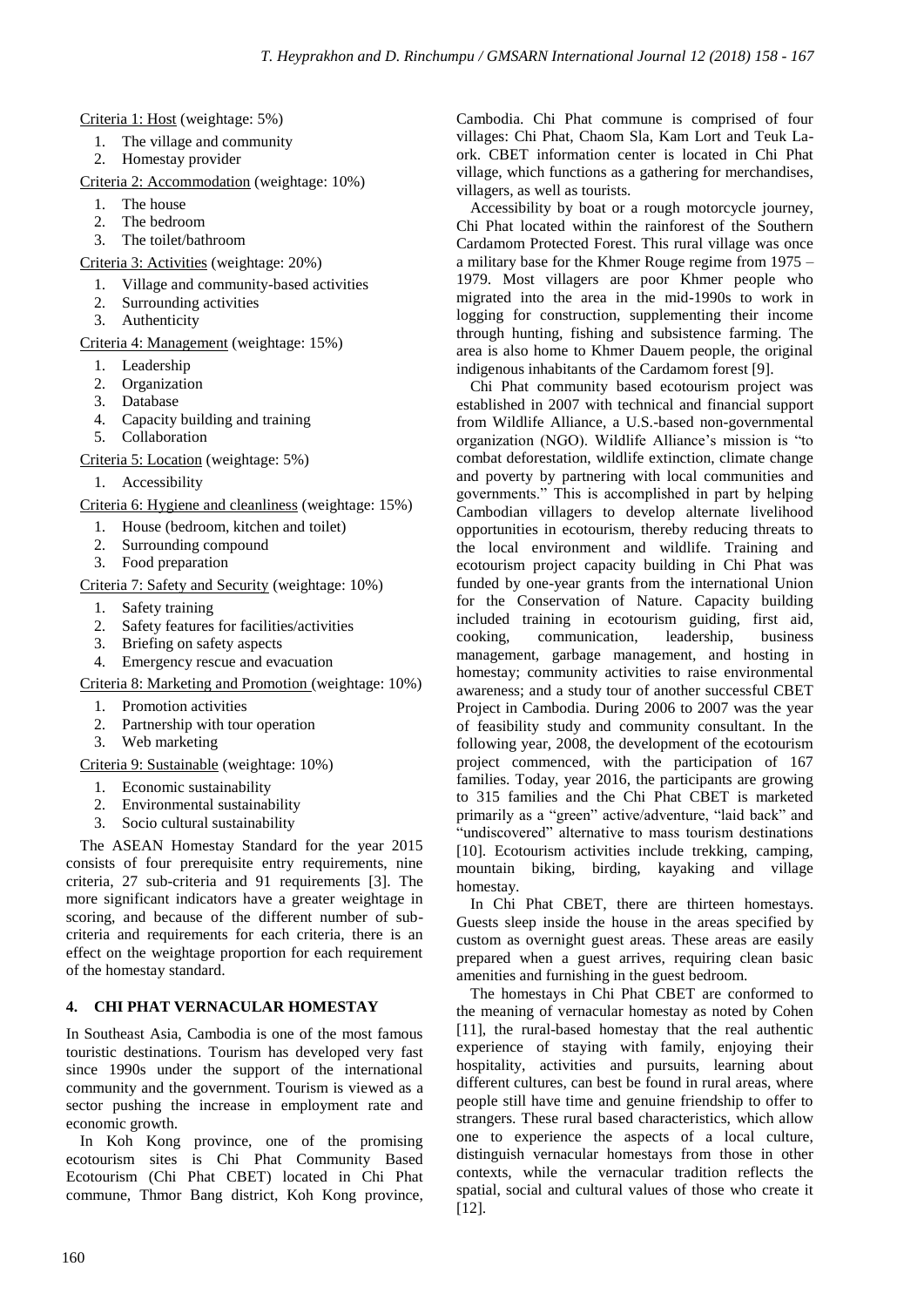Criteria 1: Host (weightage: 5%)

1. The village and community
2. Homestay provider

Criteria 2: Accommodation (weightage: 10%)

1. The house
2. The bedroom
3. The toilet/bathroom

Criteria 3: Activities (weightage: 20%)

1. Village and community-based activities
2. Surrounding activities
3. Authenticity

Criteria 4: Management (weightage: 15%)

1. Leadership
2. Organization
3. Database
4. Capacity building and training
5. Collaboration

Criteria 5: Location (weightage: 5%)

1. Accessibility

Criteria 6: Hygiene and cleanliness (weightage: 15%)

1. House (bedroom, kitchen and toilet)
2. Surrounding compound
3. Food preparation

Criteria 7: Safety and Security (weightage: 10%)

1. Safety training
2. Safety features for facilities/activities
3. Briefing on safety aspects
4. Emergency rescue and evacuation

Criteria 8: Marketing and Promotion (weightage: 10%)

1. Promotion activities
2. Partnership with tour operation
3. Web marketing

Criteria 9: Sustainable (weightage: 10%)

1. Economic sustainability
2. Environmental sustainability
3. Socio cultural sustainability

The ASEAN Homestay Standard for the year 2015 consists of four prerequisite entry requirements, nine criteria, 27 sub-criteria and 91 requirements [3]. The more significant indicators have a greater weightage in scoring, and because of the different number of sub-criteria and requirements for each criteria, there is an effect on the weightage proportion for each requirement of the homestay standard.

## 4. CHI PHAT VERNACULAR HOMESTAY

In Southeast Asia, Cambodia is one of the most famous touristic destinations. Tourism has developed very fast since 1990s under the support of the international community and the government. Tourism is viewed as a sector pushing the increase in employment rate and economic growth.

In Koh Kong province, one of the promising ecotourism sites is Chi Phat Community Based Ecotourism (Chi Phat CBET) located in Chi Phat commune, Thmor Bang district, Koh Kong province, Cambodia. Chi Phat commune is comprised of four villages: Chi Phat, Chaom Sla, Kam Lort and Teuk La-ork. CBET information center is located in Chi Phat village, which functions as a gathering for merchandises, villagers, as well as tourists.

Accessibility by boat or a rough motorcycle journey, Chi Phat located within the rainforest of the Southern Cardamom Protected Forest. This rural village was once a military base for the Khmer Rouge regime from 1975 – 1979. Most villagers are poor Khmer people who migrated into the area in the mid-1990s to work in logging for construction, supplementing their income through hunting, fishing and subsistence farming. The area is also home to Khmer Dauem people, the original indigenous inhabitants of the Cardamom forest [9].

Chi Phat community based ecotourism project was established in 2007 with technical and financial support from Wildlife Alliance, a U.S.-based non-governmental organization (NGO). Wildlife Alliance's mission is "to combat deforestation, wildlife extinction, climate change and poverty by partnering with local communities and governments." This is accomplished in part by helping Cambodian villagers to develop alternate livelihood opportunities in ecotourism, thereby reducing threats to the local environment and wildlife. Training and ecotourism project capacity building in Chi Phat was funded by one-year grants from the international Union for the Conservation of Nature. Capacity building included training in ecotourism guiding, first aid, cooking, communication, leadership, business management, garbage management, and hosting in homestay; community activities to raise environmental awareness; and a study tour of another successful CBET Project in Cambodia. During 2006 to 2007 was the year of feasibility study and community consultant. In the following year, 2008, the development of the ecotourism project commenced, with the participation of 167 families. Today, year 2016, the participants are growing to 315 families and the Chi Phat CBET is marketed primarily as a "green" active/adventure, "laid back" and "undiscovered" alternative to mass tourism destinations [10]. Ecotourism activities include trekking, camping, mountain biking, birding, kayaking and village homestay.

In Chi Phat CBET, there are thirteen homestays. Guests sleep inside the house in the areas specified by custom as overnight guest areas. These areas are easily prepared when a guest arrives, requiring clean basic amenities and furnishing in the guest bedroom.

The homestays in Chi Phat CBET are conformed to the meaning of vernacular homestay as noted by Cohen [11], the rural-based homestay that the real authentic experience of staying with family, enjoying their hospitality, activities and pursuits, learning about different cultures, can best be found in rural areas, where people still have time and genuine friendship to offer to strangers. These rural based characteristics, which allow one to experience the aspects of a local culture, distinguish vernacular homestays from those in other contexts, while the vernacular tradition reflects the spatial, social and cultural values of those who create it [12].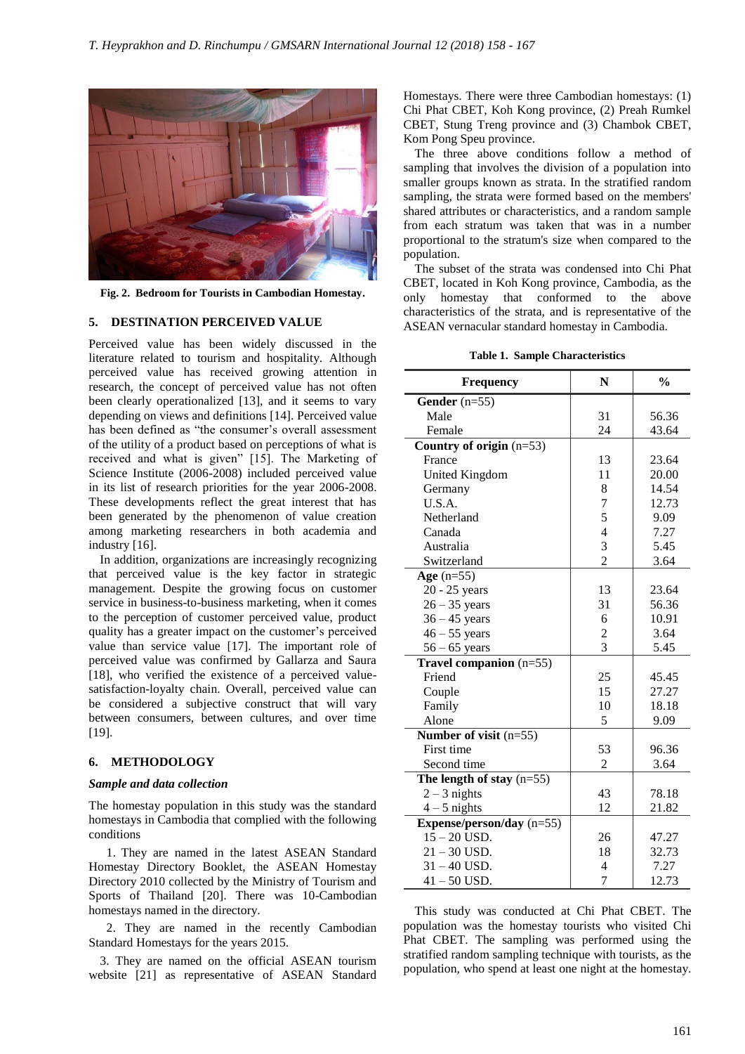Fig. 2. Bedroom for Tourists in Cambodian Homestay.

## 5. DESTINATION PERCEIVED VALUE

Perceived value has been widely discussed in the literature related to tourism and hospitality. Although perceived value has received growing attention in research, the concept of perceived value has not often been clearly operationalized [13], and it seems to vary depending on views and definitions [14]. Perceived value has been defined as "the consumer's overall assessment of the utility of a product based on perceptions of what is received and what is given" [15]. The Marketing of Science Institute (2006-2008) included perceived value in its list of research priorities for the year 2006-2008. These developments reflect the great interest that has been generated by the phenomenon of value creation among marketing researchers in both academia and industry [16].

In addition, organizations are increasingly recognizing that perceived value is the key factor in strategic management. Despite the growing focus on customer service in business-to-business marketing, when it comes to the perception of customer perceived value, product quality has a greater impact on the customer's perceived value than service value [17]. The important role of perceived value was confirmed by Gallarza and Saura [18], who verified the existence of a perceived value-satisfaction-loyalty chain. Overall, perceived value can be considered a subjective construct that will vary between consumers, between cultures, and over time [19].

## 6. METHODOLOGY

### *Sample and data collection*

The homestay population in this study was the standard homestays in Cambodia that complied with the following conditions

1. They are named in the latest ASEAN Standard Homestay Directory Booklet, the ASEAN Homestay Directory 2010 collected by the Ministry of Tourism and Sports of Thailand [20]. There was 10-Cambodian homestays named in the directory.

2. They are named in the recently Cambodian Standard Homestays for the years 2015.

3. They are named on the official ASEAN tourism website [21] as representative of ASEAN Standard Homestays. There were three Cambodian homestays: (1) Chi Phat CBET, Koh Kong province, (2) Preah Rumkel CBET, Stung Treng province and (3) Chambok CBET, Kom Pong Speu province.

The three above conditions follow a method of sampling that involves the division of a population into smaller groups known as strata. In the stratified random sampling, the strata were formed based on the members' shared attributes or characteristics, and a random sample from each stratum was taken that was in a number proportional to the stratum's size when compared to the population.

The subset of the strata was condensed into Chi Phat CBET, located in Koh Kong province, Cambodia, as the only homestay that conformed to the above characteristics of the strata, and is representative of the ASEAN vernacular standard homestay in Cambodia.

**Table 1. Sample Characteristics**

| Frequency | N | % |
|---|---|---|
| **Gender** (n=55) | | |
| Male | 31 | 56.36 |
| Female | 24 | 43.64 |
| **Country of origin** (n=53) | | |
| France | 13 | 23.64 |
| United Kingdom | 11 | 20.00 |
| Germany | 8 | 14.54 |
| U.S.A. | 7 | 12.73 |
| Netherland | 5 | 9.09 |
| Canada | 4 | 7.27 |
| Australia | 3 | 5.45 |
| Switzerland | 2 | 3.64 |
| **Age** (n=55) | | |
| 20 - 25 years | 13 | 23.64 |
| 26 – 35 years | 31 | 56.36 |
| 36 – 45 years | 6 | 10.91 |
| 46 – 55 years | 2 | 3.64 |
| 56 – 65 years | 3 | 5.45 |
| **Travel companion** (n=55) | | |
| Friend | 25 | 45.45 |
| Couple | 15 | 27.27 |
| Family | 10 | 18.18 |
| Alone | 5 | 9.09 |
| **Number of visit** (n=55) | | |
| First time | 53 | 96.36 |
| Second time | 2 | 3.64 |
| **The length of stay** (n=55) | | |
| 2 – 3 nights | 43 | 78.18 |
| 4 – 5 nights | 12 | 21.82 |
| **Expense/person/day** (n=55) | | |
| 15 – 20 USD. | 26 | 47.27 |
| 21 – 30 USD. | 18 | 32.73 |
| 31 – 40 USD. | 4 | 7.27 |
| 41 – 50 USD. | 7 | 12.73 |

This study was conducted at Chi Phat CBET. The population was the homestay tourists who visited Chi Phat CBET. The sampling was performed using the stratified random sampling technique with tourists, as the population, who spend at least one night at the homestay.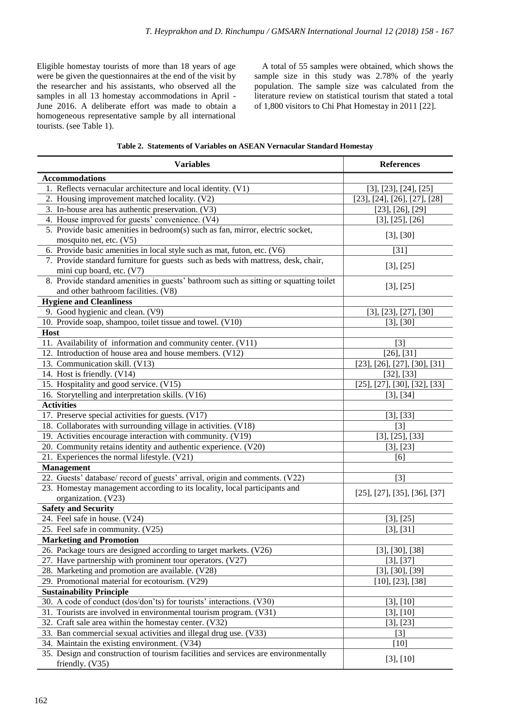Eligible homestay tourists of more than 18 years of age were be given the questionnaires at the end of the visit by the researcher and his assistants, who observed all the samples in all 13 homestay accommodations in April - June 2016. A deliberate effort was made to obtain a homogeneous representative sample by all international tourists. (see Table 1).

A total of 55 samples were obtained, which shows the sample size in this study was 2.78% of the yearly population. The sample size was calculated from the literature review on statistical tourism that stated a total of 1,800 visitors to Chi Phat Homestay in 2011 [22].

**Table 2. Statements of Variables on ASEAN Vernacular Standard Homestay**

| Variables | References |
|---|---|
| **Accommodations** | |
| 1. Reflects vernacular architecture and local identity. (V1) | [3], [23], [24], [25] |
| 2. Housing improvement matched locality. (V2) | [23], [24], [26], [27], [28] |
| 3. In-house area has authentic preservation. (V3) | [23], [26], [29] |
| 4. House improved for guests' convenience. (V4) | [3], [25], [26] |
| 5. Provide basic amenities in bedroom(s) such as fan, mirror, electric socket, mosquito net, etc. (V5) | [3], [30] |
| 6. Provide basic amenities in local style such as mat, futon, etc. (V6) | [31] |
| 7. Provide standard furniture for guests such as beds with mattress, desk, chair, mini cup board, etc. (V7) | [3], [25] |
| 8. Provide standard amenities in guests' bathroom such as sitting or squatting toilet and other bathroom facilities. (V8) | [3], [25] |
| **Hygiene and Cleanliness** | |
| 9. Good hygienic and clean. (V9) | [3], [23], [27], [30] |
| 10. Provide soap, shampoo, toilet tissue and towel. (V10) | [3], [30] |
| **Host** | |
| 11. Availability of information and community center. (V11) | [3] |
| 12. Introduction of house area and house members. (V12) | [26], [31] |
| 13. Communication skill. (V13) | [23], [26], [27], [30], [31] |
| 14. Host is friendly. (V14) | [32], [33] |
| 15. Hospitality and good service. (V15) | [25], [27], [30], [32], [33] |
| 16. Storytelling and interpretation skills. (V16) | [3], [34] |
| **Activities** | |
| 17. Preserve special activities for guests. (V17) | [3], [33] |
| 18. Collaborates with surrounding village in activities. (V18) | [3] |
| 19. Activities encourage interaction with community. (V19) | [3], [25], [33] |
| 20. Community retains identity and authentic experience. (V20) | [3], [23] |
| 21. Experiences the normal lifestyle. (V21) | [6] |
| **Management** | |
| 22. Guests' database/ record of guests' arrival, origin and comments. (V22) | [3] |
| 23. Homestay management according to its locality, local participants and organization. (V23) | [25], [27], [35], [36], [37] |
| **Safety and Security** | |
| 24. Feel safe in house. (V24) | [3], [25] |
| 25. Feel safe in community. (V25) | [3], [31] |
| **Marketing and Promotion** | |
| 26. Package tours are designed according to target markets. (V26) | [3], [30], [38] |
| 27. Have partnership with prominent tour operators. (V27) | [3], [37] |
| 28. Marketing and promotion are available. (V28) | [3], [30], [39] |
| 29. Promotional material for ecotourism. (V29) | [10], [23], [38] |
| **Sustainability Principle** | |
| 30. A code of conduct (dos/don'ts) for tourists' interactions. (V30) | [3], [10] |
| 31. Tourists are involved in environmental tourism program. (V31) | [3], [10] |
| 32. Craft sale area within the homestay center. (V32) | [3], [23] |
| 33. Ban commercial sexual activities and illegal drug use. (V33) | [3] |
| 34. Maintain the existing environment. (V34) | [10] |
| 35. Design and construction of tourism facilities and services are environmentally friendly. (V35) | [3], [10] |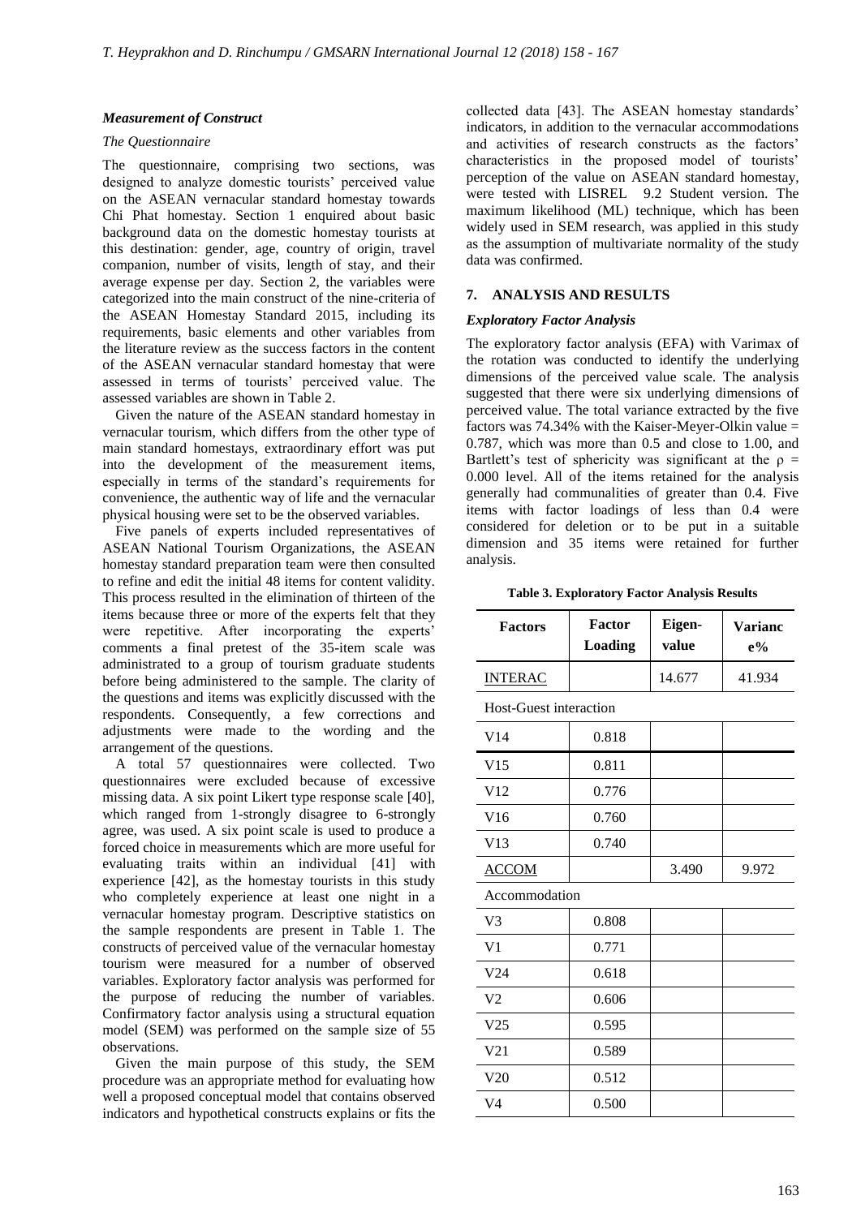### *Measurement of Construct*

#### *The Questionnaire*

The questionnaire, comprising two sections, was designed to analyze domestic tourists' perceived value on the ASEAN vernacular standard homestay towards Chi Phat homestay. Section 1 enquired about basic background data on the domestic homestay tourists at this destination: gender, age, country of origin, travel companion, number of visits, length of stay, and their average expense per day. Section 2, the variables were categorized into the main construct of the nine-criteria of the ASEAN Homestay Standard 2015, including its requirements, basic elements and other variables from the literature review as the success factors in the content of the ASEAN vernacular standard homestay that were assessed in terms of tourists' perceived value. The assessed variables are shown in Table 2.

Given the nature of the ASEAN standard homestay in vernacular tourism, which differs from the other type of main standard homestays, extraordinary effort was put into the development of the measurement items, especially in terms of the standard's requirements for convenience, the authentic way of life and the vernacular physical housing were set to be the observed variables.

Five panels of experts included representatives of ASEAN National Tourism Organizations, the ASEAN homestay standard preparation team were then consulted to refine and edit the initial 48 items for content validity. This process resulted in the elimination of thirteen of the items because three or more of the experts felt that they were repetitive. After incorporating the experts' comments a final pretest of the 35-item scale was administrated to a group of tourism graduate students before being administered to the sample. The clarity of the questions and items was explicitly discussed with the respondents. Consequently, a few corrections and adjustments were made to the wording and the arrangement of the questions.

A total 57 questionnaires were collected. Two questionnaires were excluded because of excessive missing data. A six point Likert type response scale [40], which ranged from 1-strongly disagree to 6-strongly agree, was used. A six point scale is used to produce a forced choice in measurements which are more useful for evaluating traits within an individual [41] with experience [42], as the homestay tourists in this study who completely experience at least one night in a vernacular homestay program. Descriptive statistics on the sample respondents are present in Table 1. The constructs of perceived value of the vernacular homestay tourism were measured for a number of observed variables. Exploratory factor analysis was performed for the purpose of reducing the number of variables. Confirmatory factor analysis using a structural equation model (SEM) was performed on the sample size of 55 observations.

Given the main purpose of this study, the SEM procedure was an appropriate method for evaluating how well a proposed conceptual model that contains observed indicators and hypothetical constructs explains or fits the collected data [43]. The ASEAN homestay standards' indicators, in addition to the vernacular accommodations and activities of research constructs as the factors' characteristics in the proposed model of tourists' perception of the value on ASEAN standard homestay, were tested with LISREL 9.2 Student version. The maximum likelihood (ML) technique, which has been widely used in SEM research, was applied in this study as the assumption of multivariate normality of the study data was confirmed.

## 7. ANALYSIS AND RESULTS

### *Exploratory Factor Analysis*

The exploratory factor analysis (EFA) with Varimax of the rotation was conducted to identify the underlying dimensions of the perceived value scale. The analysis suggested that there were six underlying dimensions of perceived value. The total variance extracted by the five factors was 74.34% with the Kaiser-Meyer-Olkin value = 0.787, which was more than 0.5 and close to 1.00, and Bartlett's test of sphericity was significant at the $\rho$ = 0.000 level. All of the items retained for the analysis generally had communalities of greater than 0.4. Five items with factor loadings of less than 0.4 were considered for deletion or to be put in a suitable dimension and 35 items were retained for further analysis.

**Table 3. Exploratory Factor Analysis Results**

| Factors | Factor Loading | Eigen-value | Variance% |
|---|---|---|---|
| <u>INTERAC</u> | | 14.677 | 41.934 |
| Host-Guest interaction | | | |
| V14 | 0.818 | | |
| V15 | 0.811 | | |
| V12 | 0.776 | | |
| V16 | 0.760 | | |
| V13 | 0.740 | | |
| <u>ACCOM</u> | | 3.490 | 9.972 |
| Accommodation | | | |
| V3 | 0.808 | | |
| V1 | 0.771 | | |
| V24 | 0.618 | | |
| V2 | 0.606 | | |
| V25 | 0.595 | | |
| V21 | 0.589 | | |
| V20 | 0.512 | | |
| V4 | 0.500 | | |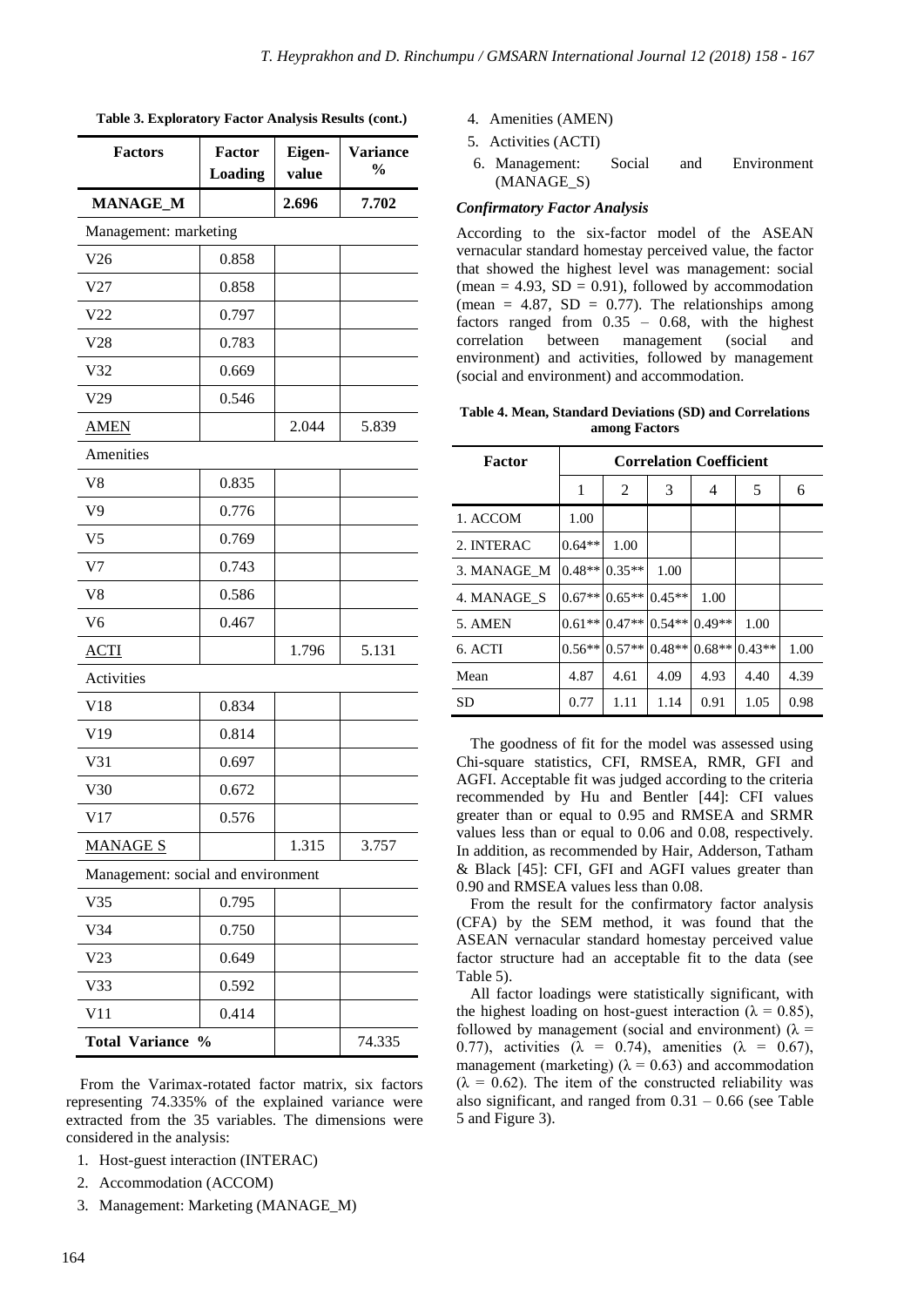**Table 3. Exploratory Factor Analysis Results (cont.)**

| Factors | Factor Loading | Eigen-value | Variance % |
|---|---|---|---|
| **MANAGE_M** | | **2.696** | **7.702** |
| Management: marketing | | | |
| V26 | 0.858 | | |
| V27 | 0.858 | | |
| V22 | 0.797 | | |
| V28 | 0.783 | | |
| V32 | 0.669 | | |
| V29 | 0.546 | | |
| AMEN | | 2.044 | 5.839 |
| Amenities | | | |
| V8 | 0.835 | | |
| V9 | 0.776 | | |
| V5 | 0.769 | | |
| V7 | 0.743 | | |
| V8 | 0.586 | | |
| V6 | 0.467 | | |
| ACTI | | 1.796 | 5.131 |
| Activities | | | |
| V18 | 0.834 | | |
| V19 | 0.814 | | |
| V31 | 0.697 | | |
| V30 | 0.672 | | |
| V17 | 0.576 | | |
| MANAGE S | | 1.315 | 3.757 |
| Management: social and environment | | | |
| V35 | 0.795 | | |
| V34 | 0.750 | | |
| V23 | 0.649 | | |
| V33 | 0.592 | | |
| V11 | 0.414 | | |
| **Total Variance %** | | | 74.335 |

From the Varimax-rotated factor matrix, six factors representing 74.335% of the explained variance were extracted from the 35 variables. The dimensions were considered in the analysis:

1. Host-guest interaction (INTERAC)
2. Accommodation (ACCOM)
3. Management: Marketing (MANAGE_M)
4. Amenities (AMEN)
5. Activities (ACTI)
6. Management: Social and Environment (MANAGE_S)

### *Confirmatory Factor Analysis*

According to the six-factor model of the ASEAN vernacular standard homestay perceived value, the factor that showed the highest level was management: social (mean = 4.93, SD = 0.91), followed by accommodation (mean = 4.87, SD = 0.77). The relationships among factors ranged from 0.35 – 0.68, with the highest correlation between management (social and environment) and activities, followed by management (social and environment) and accommodation.

**Table 4. Mean, Standard Deviations (SD) and Correlations among Factors**

| Factor | Correlation Coefficient | | | | | |
|---|---|---|---|---|---|---|
| | 1 | 2 | 3 | 4 | 5 | 6 |
| 1. ACCOM | 1.00 | | | | | |
| 2. INTERAC | 0.64** | 1.00 | | | | |
| 3. MANAGE_M | 0.48** | 0.35** | 1.00 | | | |
| 4. MANAGE_S | 0.67** | 0.65** | 0.45** | 1.00 | | |
| 5. AMEN | 0.61** | 0.47** | 0.54** | 0.49** | 1.00 | |
| 6. ACTI | 0.56** | 0.57** | 0.48** | 0.68** | 0.43** | 1.00 |
| Mean | 4.87 | 4.61 | 4.09 | 4.93 | 4.40 | 4.39 |
| SD | 0.77 | 1.11 | 1.14 | 0.91 | 1.05 | 0.98 |

The goodness of fit for the model was assessed using Chi-square statistics, CFI, RMSEA, RMR, GFI and AGFI. Acceptable fit was judged according to the criteria recommended by Hu and Bentler [44]: CFI values greater than or equal to 0.95 and RMSEA and SRMR values less than or equal to 0.06 and 0.08, respectively. In addition, as recommended by Hair, Adderson, Tatham & Black [45]: CFI, GFI and AGFI values greater than 0.90 and RMSEA values less than 0.08.

From the result for the confirmatory factor analysis (CFA) by the SEM method, it was found that the ASEAN vernacular standard homestay perceived value factor structure had an acceptable fit to the data (see Table 5).

All factor loadings were statistically significant, with the highest loading on host-guest interaction ($\lambda = 0.85$), followed by management (social and environment) ($\lambda = 0.77$), activities ($\lambda = 0.74$), amenities ($\lambda = 0.67$), management (marketing) ($\lambda = 0.63$) and accommodation ($\lambda = 0.62$). The item of the constructed reliability was also significant, and ranged from 0.31 – 0.66 (see Table 5 and Figure 3).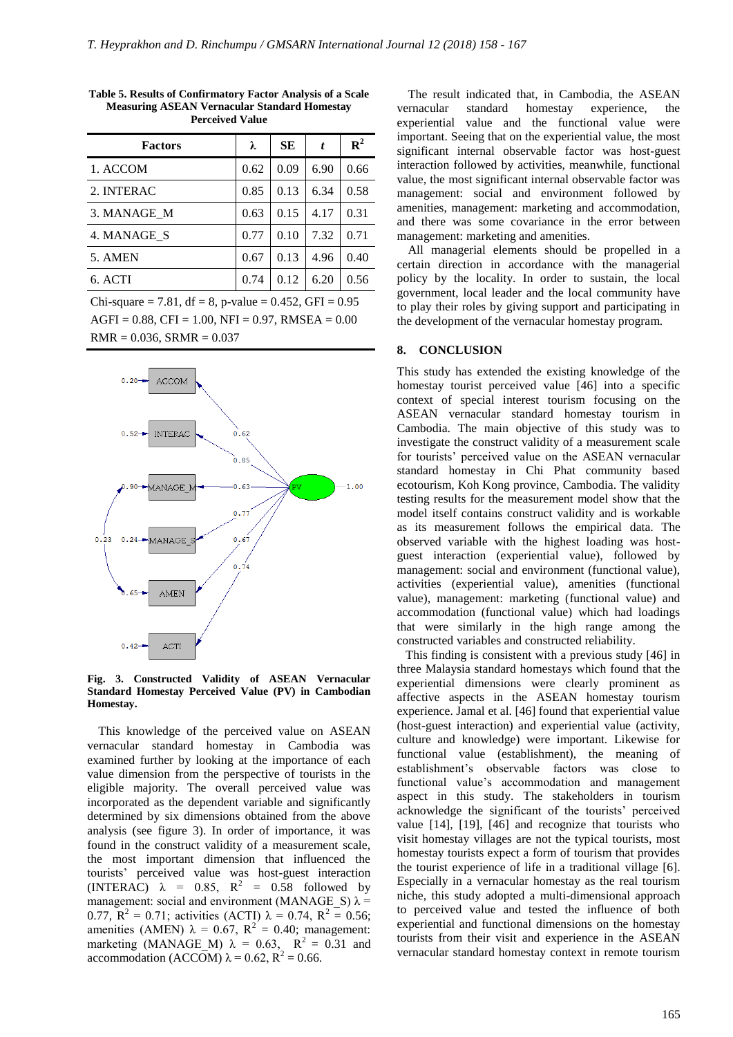**Table 5. Results of Confirmatory Factor Analysis of a Scale Measuring ASEAN Vernacular Standard Homestay Perceived Value**

| Factors | λ | SE | *t* | $R^2$ |
|---|---|---|---|---|
| 1. ACCOM | 0.62 | 0.09 | 6.90 | 0.66 |
| 2. INTERAC | 0.85 | 0.13 | 6.34 | 0.58 |
| 3. MANAGE_M | 0.63 | 0.15 | 4.17 | 0.31 |
| 4. MANAGE_S | 0.77 | 0.10 | 7.32 | 0.71 |
| 5. AMEN | 0.67 | 0.13 | 4.96 | 0.40 |
| 6. ACTI | 0.74 | 0.12 | 6.20 | 0.56 |

Chi-square = 7.81, df = 8, p-value = 0.452, GFI = 0.95
AGFI = 0.88, CFI = 1.00, NFI = 0.97, RMSEA = 0.00
RMR = 0.036, SRMR = 0.037

**Fig. 3. Constructed Validity of ASEAN Vernacular Standard Homestay Perceived Value (PV) in Cambodian Homestay.**

This knowledge of the perceived value on ASEAN vernacular standard homestay in Cambodia was examined further by looking at the importance of each value dimension from the perspective of tourists in the eligible majority. The overall perceived value was incorporated as the dependent variable and significantly determined by six dimensions obtained from the above analysis (see figure 3). In order of importance, it was found in the construct validity of a measurement scale, the most important dimension that influenced the tourists' perceived value was host-guest interaction (INTERAC) $\lambda = 0.85$, $R^2 = 0.58$ followed by management: social and environment (MANAGE_S) $\lambda = 0.77$, $R^2 = 0.71$; activities (ACTI) $\lambda = 0.74$, $R^2 = 0.56$; amenities (AMEN) $\lambda = 0.67$, $R^2 = 0.40$; management: marketing (MANAGE_M) $\lambda = 0.63$, $R^2 = 0.31$ and accommodation (ACCOM) $\lambda = 0.62$, $R^2 = 0.66$.

The result indicated that, in Cambodia, the ASEAN vernacular standard homestay experience, the experiential value and the functional value were important. Seeing that on the experiential value, the most significant internal observable factor was host-guest interaction followed by activities, meanwhile, functional value, the most significant internal observable factor was management: social and environment followed by amenities, management: marketing and accommodation, and there was some covariance in the error between management: marketing and amenities.

All managerial elements should be propelled in a certain direction in accordance with the managerial policy by the locality. In order to sustain, the local government, local leader and the local community have to play their roles by giving support and participating in the development of the vernacular homestay program.

## 8. CONCLUSION

This study has extended the existing knowledge of the homestay tourist perceived value [46] into a specific context of special interest tourism focusing on the ASEAN vernacular standard homestay tourism in Cambodia. The main objective of this study was to investigate the construct validity of a measurement scale for tourists' perceived value on the ASEAN vernacular standard homestay in Chi Phat community based ecotourism, Koh Kong province, Cambodia. The validity testing results for the measurement model show that the model itself contains construct validity and is workable as its measurement follows the empirical data. The observed variable with the highest loading was host-guest interaction (experiential value), followed by management: social and environment (functional value), activities (experiential value), amenities (functional value), management: marketing (functional value) and accommodation (functional value) which had loadings that were similarly in the high range among the constructed variables and constructed reliability.

This finding is consistent with a previous study [46] in three Malaysia standard homestays which found that the experiential dimensions were clearly prominent as affective aspects in the ASEAN homestay tourism experience. Jamal et al. [46] found that experiential value (host-guest interaction) and experiential value (activity, culture and knowledge) were important. Likewise for functional value (establishment), the meaning of establishment's observable factors was close to functional value's accommodation and management aspect in this study. The stakeholders in tourism acknowledge the significant of the tourists' perceived value [14], [19], [46] and recognize that tourists who visit homestay villages are not the typical tourists, most homestay tourists expect a form of tourism that provides the tourist experience of life in a traditional village [6]. Especially in a vernacular homestay as the real tourism niche, this study adopted a multi-dimensional approach to perceived value and tested the influence of both experiential and functional dimensions on the homestay tourists from their visit and experience in the ASEAN vernacular standard homestay context in remote tourism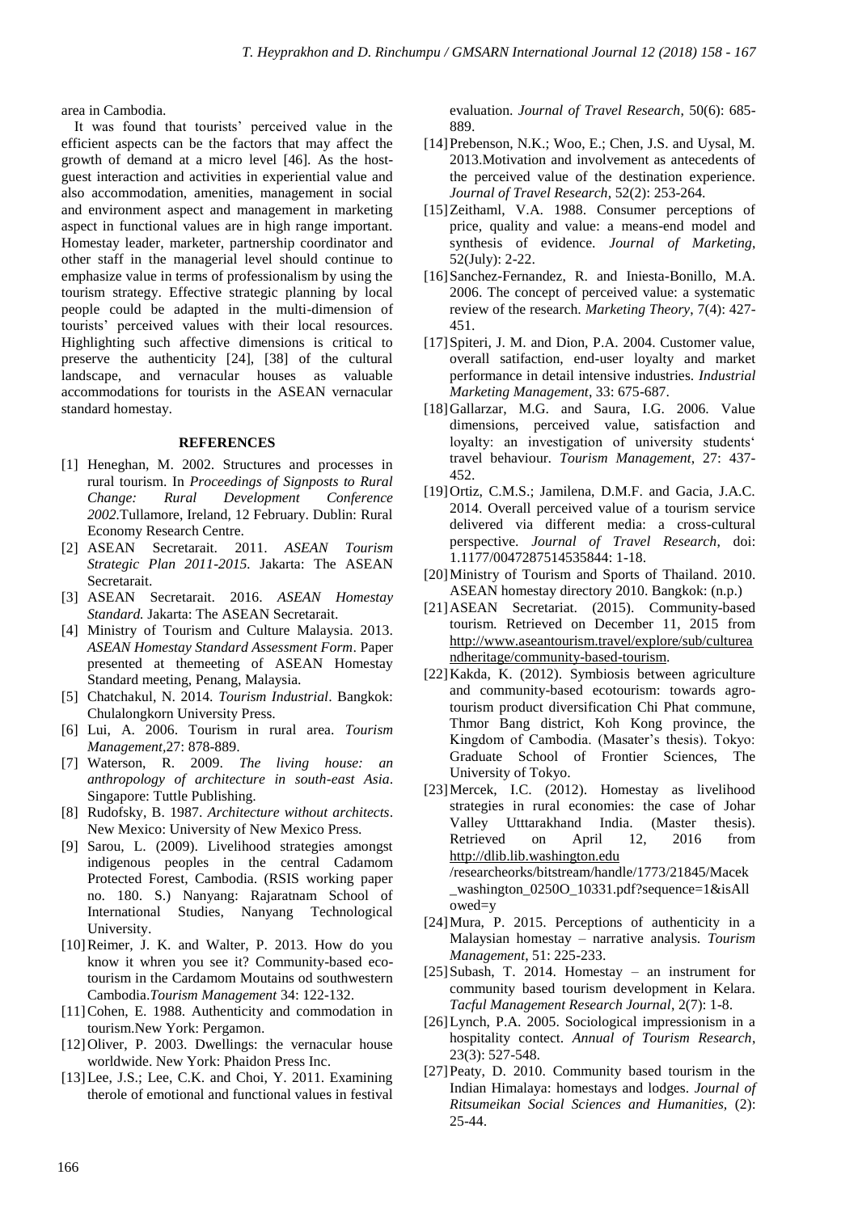area in Cambodia.

It was found that tourists' perceived value in the efficient aspects can be the factors that may affect the growth of demand at a micro level [46]. As the host-guest interaction and activities in experiential value and also accommodation, amenities, management in social and environment aspect and management in marketing aspect in functional values are in high range important. Homestay leader, marketer, partnership coordinator and other staff in the managerial level should continue to emphasize value in terms of professionalism by using the tourism strategy. Effective strategic planning by local people could be adapted in the multi-dimension of tourists' perceived values with their local resources. Highlighting such affective dimensions is critical to preserve the authenticity [24], [38] of the cultural landscape, and vernacular houses as valuable accommodations for tourists in the ASEAN vernacular standard homestay.

## REFERENCES

[1] Heneghan, M. 2002. Structures and processes in rural tourism. In *Proceedings of Signposts to Rural Change: Rural Development Conference 2002.*Tullamore, Ireland, 12 February. Dublin: Rural Economy Research Centre.

[2] ASEAN Secretarait. 2011. *ASEAN Tourism Strategic Plan 2011-2015.* Jakarta: The ASEAN Secretarait.

[3] ASEAN Secretarait. 2016. *ASEAN Homestay Standard.* Jakarta: The ASEAN Secretarait.

[4] Ministry of Tourism and Culture Malaysia. 2013. *ASEAN Homestay Standard Assessment Form*. Paper presented at themeeting of ASEAN Homestay Standard meeting, Penang, Malaysia.

[5] Chatchakul, N. 2014. *Tourism Industrial*. Bangkok: Chulalongkorn University Press.

[6] Lui, A. 2006. Tourism in rural area. *Tourism Management,*27: 878-889.

[7] Waterson, R. 2009. *The living house: an anthropology of architecture in south-east Asia*. Singapore: Tuttle Publishing.

[8] Rudofsky, B. 1987. *Architecture without architects*. New Mexico: University of New Mexico Press.

[9] Sarou, L. (2009). Livelihood strategies amongst indigenous peoples in the central Cadamom Protected Forest, Cambodia. (RSIS working paper no. 180. S.) Nanyang: Rajaratnam School of International Studies, Nanyang Technological University.

[10] Reimer, J. K. and Walter, P. 2013. How do you know it whren you see it? Community-based eco-tourism in the Cardamom Moutains od southwestern Cambodia.*Tourism Management* 34: 122-132.

[11] Cohen, E. 1988. Authenticity and commodation in tourism.New York: Pergamon.

[12] Oliver, P. 2003. Dwellings: the vernacular house worldwide. New York: Phaidon Press Inc.

[13] Lee, J.S.; Lee, C.K. and Choi, Y. 2011. Examining therole of emotional and functional values in festival evaluation. *Journal of Travel Research*, 50(6): 685-889.

[14] Prebenson, N.K.; Woo, E.; Chen, J.S. and Uysal, M. 2013.Motivation and involvement as antecedents of the perceived value of the destination experience. *Journal of Travel Research*, 52(2): 253-264.

[15] Zeithaml, V.A. 1988. Consumer perceptions of price, quality and value: a means-end model and synthesis of evidence. *Journal of Marketing*, 52(July): 2-22.

[16] Sanchez-Fernandez, R. and Iniesta-Bonillo, M.A. 2006. The concept of perceived value: a systematic review of the research. *Marketing Theory*, 7(4): 427-451.

[17] Spiteri, J. M. and Dion, P.A. 2004. Customer value, overall satifaction, end-user loyalty and market performance in detail intensive industries. *Industrial Marketing Management*, 33: 675-687.

[18] Gallarzar, M.G. and Saura, I.G. 2006. Value dimensions, perceived value, satisfaction and loyalty: an investigation of university students' travel behaviour. *Tourism Management*, 27: 437-452.

[19] Ortiz, C.M.S.; Jamilena, D.M.F. and Gacia, J.A.C. 2014. Overall perceived value of a tourism service delivered via different media: a cross-cultural perspective. *Journal of Travel Research*, doi: 1.1177/0047287514535844: 1-18.

[20] Ministry of Tourism and Sports of Thailand. 2010. ASEAN homestay directory 2010. Bangkok: (n.p.)

[21] ASEAN Secretariat. (2015). Community-based tourism. Retrieved on December 11, 2015 from http://www.aseantourism.travel/explore/sub/cultureandheritage/community-based-tourism.

[22] Kakda, K. (2012). Symbiosis between agriculture and community-based ecotourism: towards agro-tourism product diversification Chi Phat commune, Thmor Bang district, Koh Kong province, the Kingdom of Cambodia. (Masater's thesis). Tokyo: Graduate School of Frontier Sciences, The University of Tokyo.

[23] Mercek, I.C. (2012). Homestay as livelihood strategies in rural economies: the case of Johar Valley Utttarakhand India. (Master thesis). Retrieved on April 12, 2016 from http://dlib.lib.washington.edu /researcheorks/bitstream/handle/1773/21845/Macek_washington_0250O_10331.pdf?sequence=1&isAllowed=y

[24] Mura, P. 2015. Perceptions of authenticity in a Malaysian homestay – narrative analysis. *Tourism Management*, 51: 225-233.

[25] Subash, T. 2014. Homestay – an instrument for community based tourism development in Kelara. *Tacful Management Research Journal*, 2(7): 1-8.

[26] Lynch, P.A. 2005. Sociological impressionism in a hospitality contect. *Annual of Tourism Research*, 23(3): 527-548.

[27] Peaty, D. 2010. Community based tourism in the Indian Himalaya: homestays and lodges. *Journal of Ritsumeikan Social Sciences and Humanities*, (2): 25-44.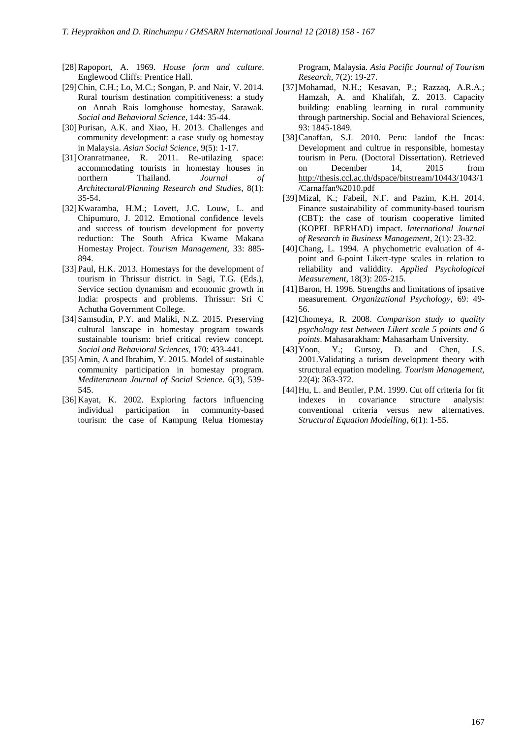[28] Rapoport, A. 1969. *House form and culture*. Englewood Cliffs: Prentice Hall.

[29] Chin, C.H.; Lo, M.C.; Songan, P. and Nair, V. 2014. Rural tourism destination compititiveness: a study on Annah Rais lomghouse homestay, Sarawak. *Social and Behavioral Science*, 144: 35-44.

[30] Purisan, A.K. and Xiao, H. 2013. Challenges and community development: a case study og homestay in Malaysia. *Asian Social Science*, 9(5): 1-17.

[31] Oranratmanee, R. 2011. Re-utilazing space: accommodating tourists in homestay houses in northern Thailand. *Journal of Architectural/Planning Research and Studies*, 8(1): 35-54.

[32] Kwaramba, H.M.; Lovett, J.C. Louw, L. and Chipumuro, J. 2012. Emotional confidence levels and success of tourism development for poverty reduction: The South Africa Kwame Makana Homestay Project. *Tourism Management*, 33: 885-894.

[33] Paul, H.K. 2013. Homestays for the development of tourism in Thrissur district. in Sagi, T.G. (Eds.), Service section dynamism and economic growth in India: prospects and problems. Thrissur: Sri C Achutha Government College.

[34] Samsudin, P.Y. and Maliki, N.Z. 2015. Preserving cultural lanscape in homestay program towards sustainable tourism: brief critical review concept. *Social and Behavioral Sciences*, 170: 433-441.

[35] Amin, A and Ibrahim, Y. 2015. Model of sustainable community participation in homestay program. *Mediteranean Journal of Social Science*. 6(3), 539-545.

[36] Kayat, K. 2002. Exploring factors influencing individual participation in community-based tourism: the case of Kampung Relua Homestay Program, Malaysia. *Asia Pacific Journal of Tourism Research*, 7(2): 19-27.

[37] Mohamad, N.H.; Kesavan, P.; Razzaq, A.R.A.; Hamzah, A. and Khalifah, Z. 2013. Capacity building: enabling learning in rural community through partnership. Social and Behavioral Sciences, 93: 1845-1849.

[38] Canaffan, S.J. 2010. Peru: landof the Incas: Development and cultrue in responsible, homestay tourism in Peru. (Doctoral Dissertation). Retrieved on December 14, 2015 from http://thesis.ccl.ac.th/dspace/bitstream/10443/1043/1/Carnaffan%2010.pdf

[39] Mizal, K.; Fabeil, N.F. and Pazim, K.H. 2014. Finance sustainability of community-based tourism (CBT): the case of tourism cooperative limited (KOPEL BERHAD) impact. *International Journal of Research in Business Management*, 2(1): 23-32.

[40] Chang, L. 1994. A phychometric evaluation of 4-point and 6-point Likert-type scales in relation to reliability and validdity. *Applied Psychological Measurement*, 18(3): 205-215.

[41] Baron, H. 1996. Strengths and limitations of ipsative measurement. *Organizational Psychology*, 69: 49-56.

[42] Chomeya, R. 2008. *Comparison study to quality psychology test between Likert scale 5 points and 6 points*. Mahasarakham: Mahasarham University.

[43] Yoon, Y.; Gursoy, D. and Chen, J.S. 2001.Validating a turism development theory with structural equation modeling. *Tourism Management*, 22(4): 363-372.

[44] Hu, L. and Bentler, P.M. 1999. Cut off criteria for fit indexes in covariance structure analysis: conventional criteria versus new alternatives. *Structural Equation Modelling*, 6(1): 1-55.